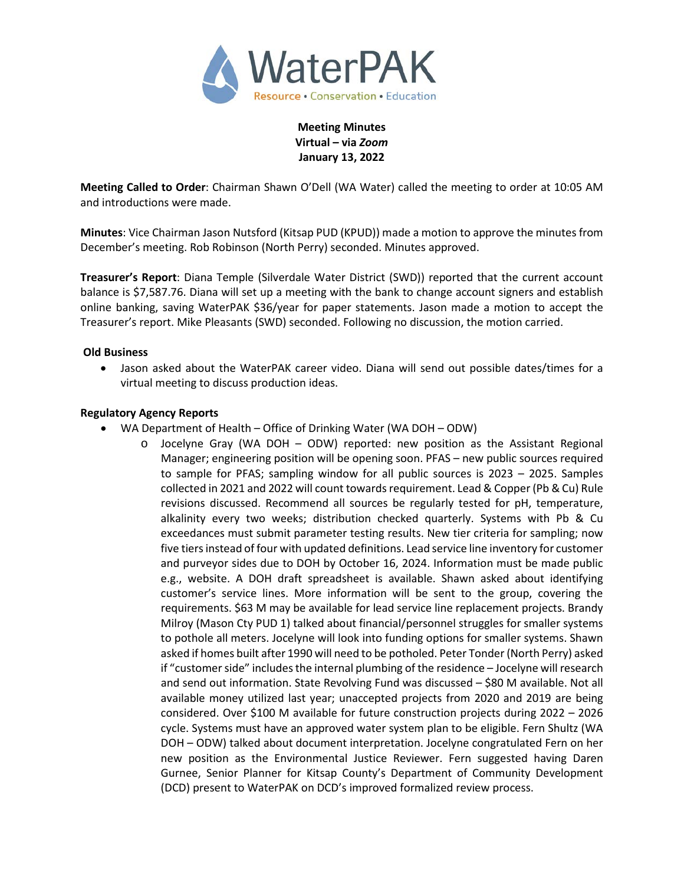# WaterPAK

Resource • Conservation • Education

**Meeting Minutes**
**Virtual – via *Zoom***
**January 13, 2022**

**Meeting Called to Order**: Chairman Shawn O'Dell (WA Water) called the meeting to order at 10:05 AM and introductions were made.

**Minutes**: Vice Chairman Jason Nutsford (Kitsap PUD (KPUD)) made a motion to approve the minutes from December's meeting. Rob Robinson (North Perry) seconded. Minutes approved.

**Treasurer's Report**: Diana Temple (Silverdale Water District (SWD)) reported that the current account balance is $7,587.76. Diana will set up a meeting with the bank to change account signers and establish online banking, saving WaterPAK $36/year for paper statements. Jason made a motion to accept the Treasurer's report. Mike Pleasants (SWD) seconded. Following no discussion, the motion carried.

**Old Business**

- Jason asked about the WaterPAK career video. Diana will send out possible dates/times for a virtual meeting to discuss production ideas.

**Regulatory Agency Reports**

- WA Department of Health – Office of Drinking Water (WA DOH – ODW)
  - Jocelyne Gray (WA DOH – ODW) reported: new position as the Assistant Regional Manager; engineering position will be opening soon. PFAS – new public sources required to sample for PFAS; sampling window for all public sources is 2023 – 2025. Samples collected in 2021 and 2022 will count towards requirement. Lead & Copper (Pb & Cu) Rule revisions discussed. Recommend all sources be regularly tested for pH, temperature, alkalinity every two weeks; distribution checked quarterly. Systems with Pb & Cu exceedances must submit parameter testing results. New tier criteria for sampling; now five tiers instead of four with updated definitions. Lead service line inventory for customer and purveyor sides due to DOH by October 16, 2024. Information must be made public e.g., website. A DOH draft spreadsheet is available. Shawn asked about identifying customer's service lines. More information will be sent to the group, covering the requirements. $63 M may be available for lead service line replacement projects. Brandy Milroy (Mason Cty PUD 1) talked about financial/personnel struggles for smaller systems to pothole all meters. Jocelyne will look into funding options for smaller systems. Shawn asked if homes built after 1990 will need to be potholed. Peter Tonder (North Perry) asked if "customer side" includes the internal plumbing of the residence – Jocelyne will research and send out information. State Revolving Fund was discussed – $80 M available. Not all available money utilized last year; unaccepted projects from 2020 and 2019 are being considered. Over $100 M available for future construction projects during 2022 – 2026 cycle. Systems must have an approved water system plan to be eligible. Fern Shultz (WA DOH – ODW) talked about document interpretation. Jocelyne congratulated Fern on her new position as the Environmental Justice Reviewer. Fern suggested having Daren Gurnee, Senior Planner for Kitsap County's Department of Community Development (DCD) present to WaterPAK on DCD's improved formalized review process.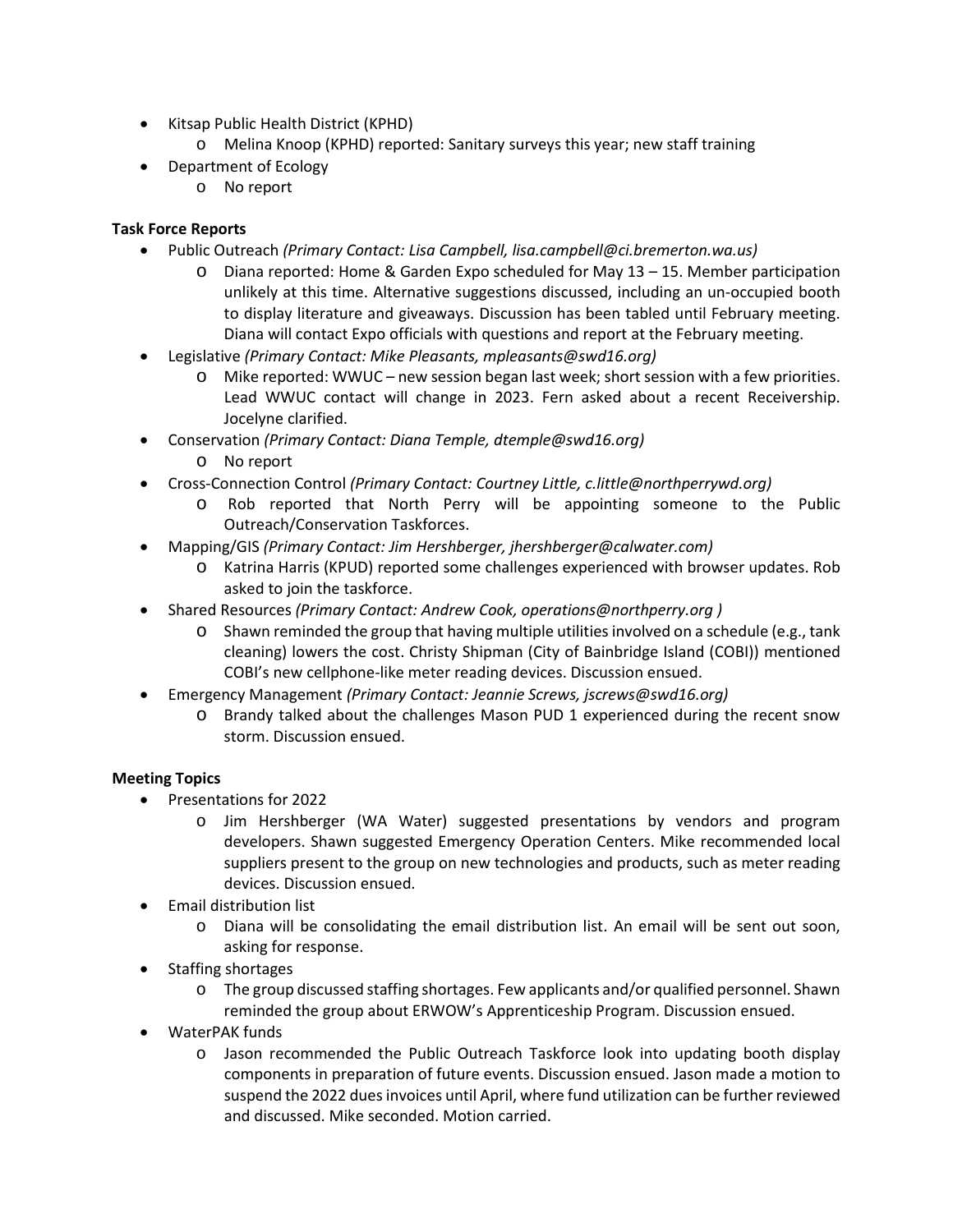- Kitsap Public Health District (KPHD)
  - Melina Knoop (KPHD) reported: Sanitary surveys this year; new staff training
- Department of Ecology
  - No report

**Task Force Reports**

- Public Outreach *(Primary Contact: Lisa Campbell, lisa.campbell@ci.bremerton.wa.us)*
  - Diana reported: Home & Garden Expo scheduled for May 13 – 15. Member participation unlikely at this time. Alternative suggestions discussed, including an un-occupied booth to display literature and giveaways. Discussion has been tabled until February meeting. Diana will contact Expo officials with questions and report at the February meeting.
- Legislative *(Primary Contact: Mike Pleasants, mpleasants@swd16.org)*
  - Mike reported: WWUC – new session began last week; short session with a few priorities. Lead WWUC contact will change in 2023. Fern asked about a recent Receivership. Jocelyne clarified.
- Conservation *(Primary Contact: Diana Temple, dtemple@swd16.org)*
  - No report
- Cross-Connection Control *(Primary Contact: Courtney Little, c.little@northperrywd.org)*
  - Rob reported that North Perry will be appointing someone to the Public Outreach/Conservation Taskforces.
- Mapping/GIS *(Primary Contact: Jim Hershberger, jhershberger@calwater.com)*
  - Katrina Harris (KPUD) reported some challenges experienced with browser updates. Rob asked to join the taskforce.
- Shared Resources *(Primary Contact: Andrew Cook, operations@northperry.org )*
  - Shawn reminded the group that having multiple utilities involved on a schedule (e.g., tank cleaning) lowers the cost. Christy Shipman (City of Bainbridge Island (COBI)) mentioned COBI's new cellphone-like meter reading devices. Discussion ensued.
- Emergency Management *(Primary Contact: Jeannie Screws, jscrews@swd16.org)*
  - Brandy talked about the challenges Mason PUD 1 experienced during the recent snow storm. Discussion ensued.

**Meeting Topics**

- Presentations for 2022
  - Jim Hershberger (WA Water) suggested presentations by vendors and program developers. Shawn suggested Emergency Operation Centers. Mike recommended local suppliers present to the group on new technologies and products, such as meter reading devices. Discussion ensued.
- Email distribution list
  - Diana will be consolidating the email distribution list. An email will be sent out soon, asking for response.
- Staffing shortages
  - The group discussed staffing shortages. Few applicants and/or qualified personnel. Shawn reminded the group about ERWOW's Apprenticeship Program. Discussion ensued.
- WaterPAK funds
  - Jason recommended the Public Outreach Taskforce look into updating booth display components in preparation of future events. Discussion ensued. Jason made a motion to suspend the 2022 dues invoices until April, where fund utilization can be further reviewed and discussed. Mike seconded. Motion carried.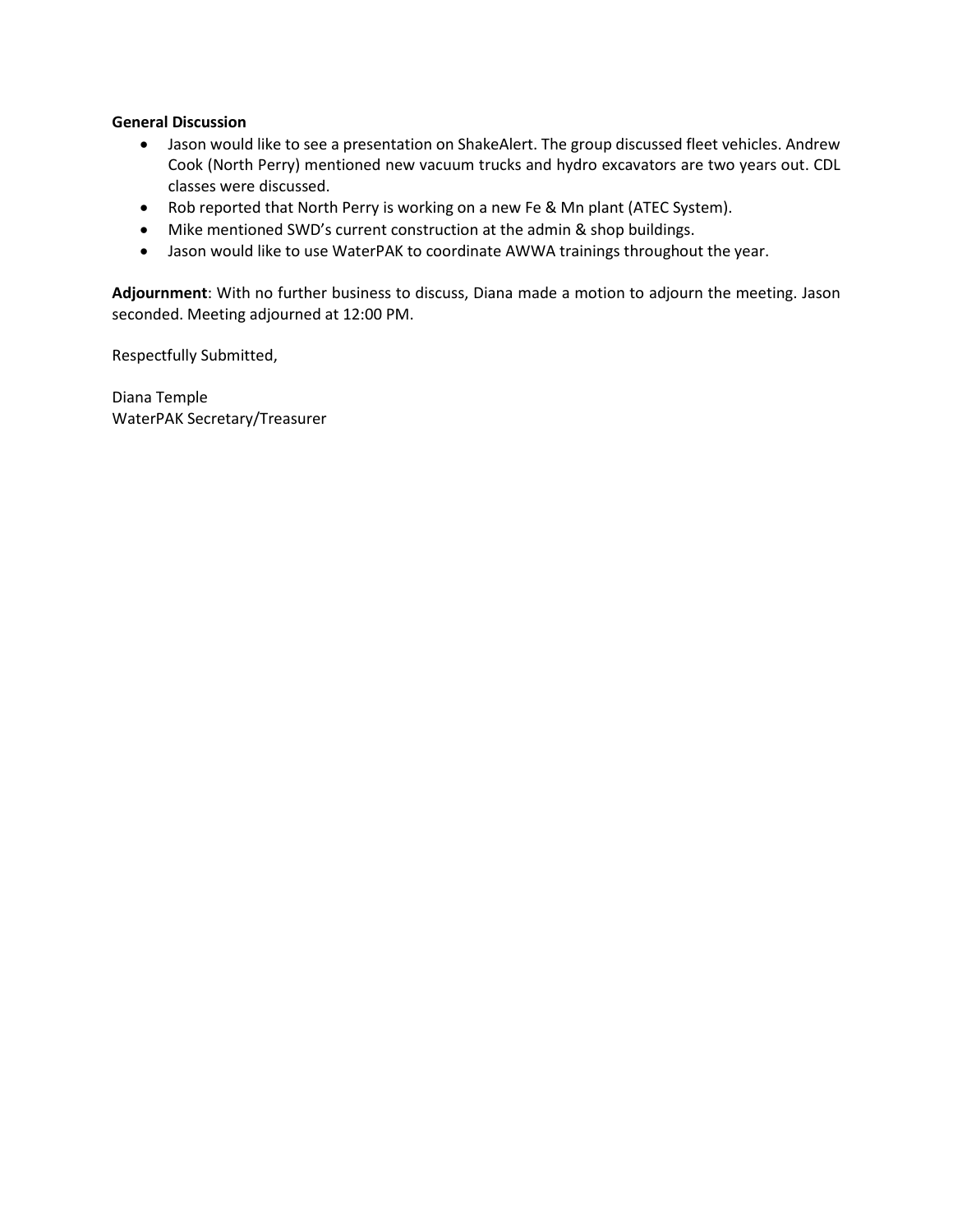**General Discussion**

- Jason would like to see a presentation on ShakeAlert. The group discussed fleet vehicles. Andrew Cook (North Perry) mentioned new vacuum trucks and hydro excavators are two years out. CDL classes were discussed.
- Rob reported that North Perry is working on a new Fe & Mn plant (ATEC System).
- Mike mentioned SWD's current construction at the admin & shop buildings.
- Jason would like to use WaterPAK to coordinate AWWA trainings throughout the year.

**Adjournment**: With no further business to discuss, Diana made a motion to adjourn the meeting. Jason seconded. Meeting adjourned at 12:00 PM.

Respectfully Submitted,

Diana Temple
WaterPAK Secretary/Treasurer